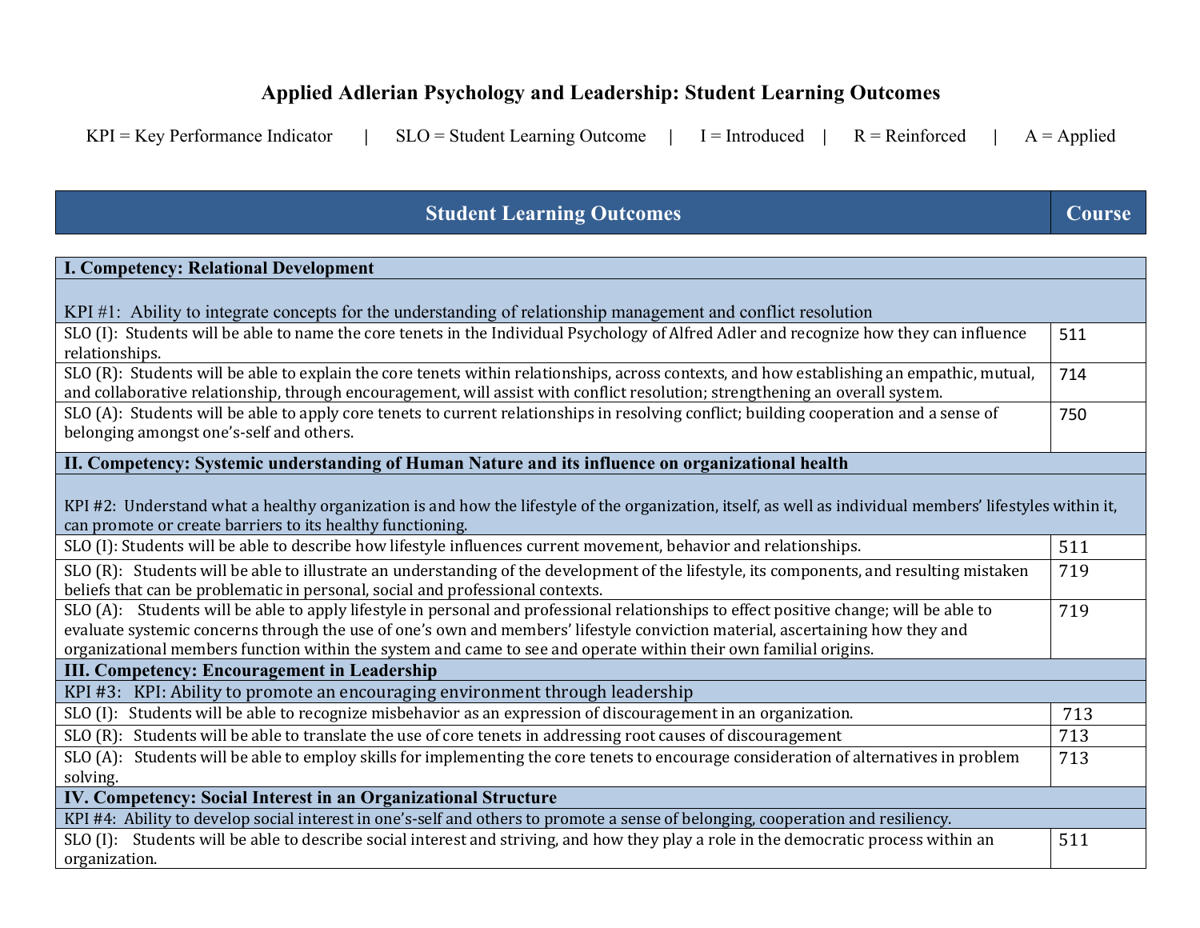# Applied Adlerian Psychology and Leadership: Student Learning Outcomes

KPI = Key Performance Indicator | SLO = Student Learning Outcome | I = Introduced | R = Reinforced | A = Applied

| Student Learning Outcomes | Course |
|---|---|
| **I. Competency: Relational Development** | |
| KPI #1: Ability to integrate concepts for the understanding of relationship management and conflict resolution | |
| SLO (I): Students will be able to name the core tenets in the Individual Psychology of Alfred Adler and recognize how they can influence relationships. | 511 |
| SLO (R): Students will be able to explain the core tenets within relationships, across contexts, and how establishing an empathic, mutual, and collaborative relationship, through encouragement, will assist with conflict resolution; strengthening an overall system. | 714 |
| SLO (A): Students will be able to apply core tenets to current relationships in resolving conflict; building cooperation and a sense of belonging amongst one's-self and others. | 750 |
| **II. Competency: Systemic understanding of Human Nature and its influence on organizational health** | |
| KPI #2: Understand what a healthy organization is and how the lifestyle of the organization, itself, as well as individual members' lifestyles within it, can promote or create barriers to its healthy functioning. | |
| SLO (I): Students will be able to describe how lifestyle influences current movement, behavior and relationships. | 511 |
| SLO (R): Students will be able to illustrate an understanding of the development of the lifestyle, its components, and resulting mistaken beliefs that can be problematic in personal, social and professional contexts. | 719 |
| SLO (A): Students will be able to apply lifestyle in personal and professional relationships to effect positive change; will be able to evaluate systemic concerns through the use of one's own and members' lifestyle conviction material, ascertaining how they and organizational members function within the system and came to see and operate within their own familial origins. | 719 |
| **III. Competency: Encouragement in Leadership** | |
| KPI #3: KPI: Ability to promote an encouraging environment through leadership | |
| SLO (I): Students will be able to recognize misbehavior as an expression of discouragement in an organization. | 713 |
| SLO (R): Students will be able to translate the use of core tenets in addressing root causes of discouragement | 713 |
| SLO (A): Students will be able to employ skills for implementing the core tenets to encourage consideration of alternatives in problem solving. | 713 |
| **IV. Competency: Social Interest in an Organizational Structure** | |
| KPI #4: Ability to develop social interest in one's-self and others to promote a sense of belonging, cooperation and resiliency. | |
| SLO (I): Students will be able to describe social interest and striving, and how they play a role in the democratic process within an organization. | 511 |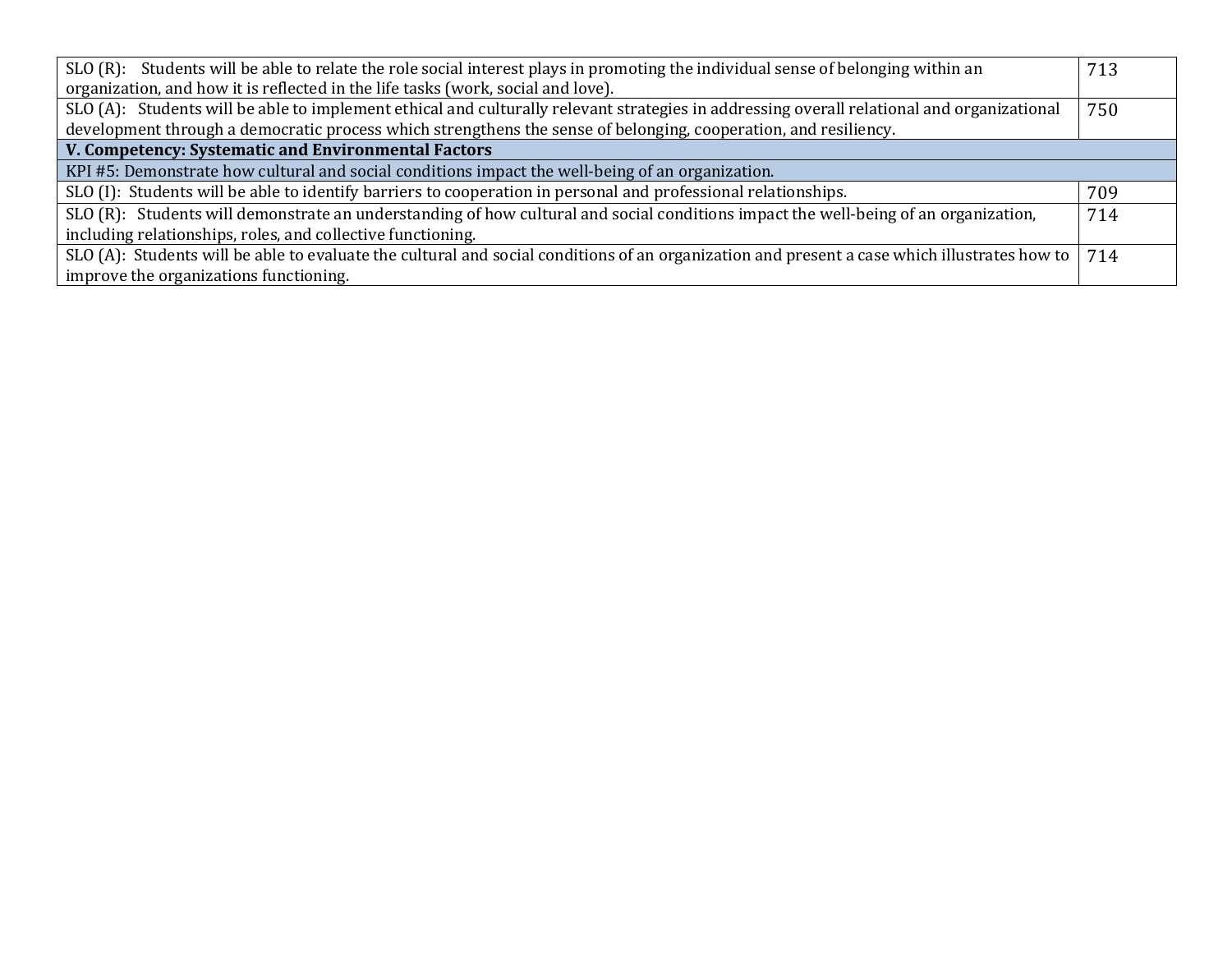| | |
|---|---|
| SLO (R): Students will be able to relate the role social interest plays in promoting the individual sense of belonging within an organization, and how it is reflected in the life tasks (work, social and love). | 713 |
| SLO (A): Students will be able to implement ethical and culturally relevant strategies in addressing overall relational and organizational development through a democratic process which strengthens the sense of belonging, cooperation, and resiliency. | 750 |
| **V. Competency: Systematic and Environmental Factors** | |
| KPI #5: Demonstrate how cultural and social conditions impact the well-being of an organization. | |
| SLO (I): Students will be able to identify barriers to cooperation in personal and professional relationships. | 709 |
| SLO (R): Students will demonstrate an understanding of how cultural and social conditions impact the well-being of an organization, including relationships, roles, and collective functioning. | 714 |
| SLO (A): Students will be able to evaluate the cultural and social conditions of an organization and present a case which illustrates how to improve the organizations functioning. | 714 |